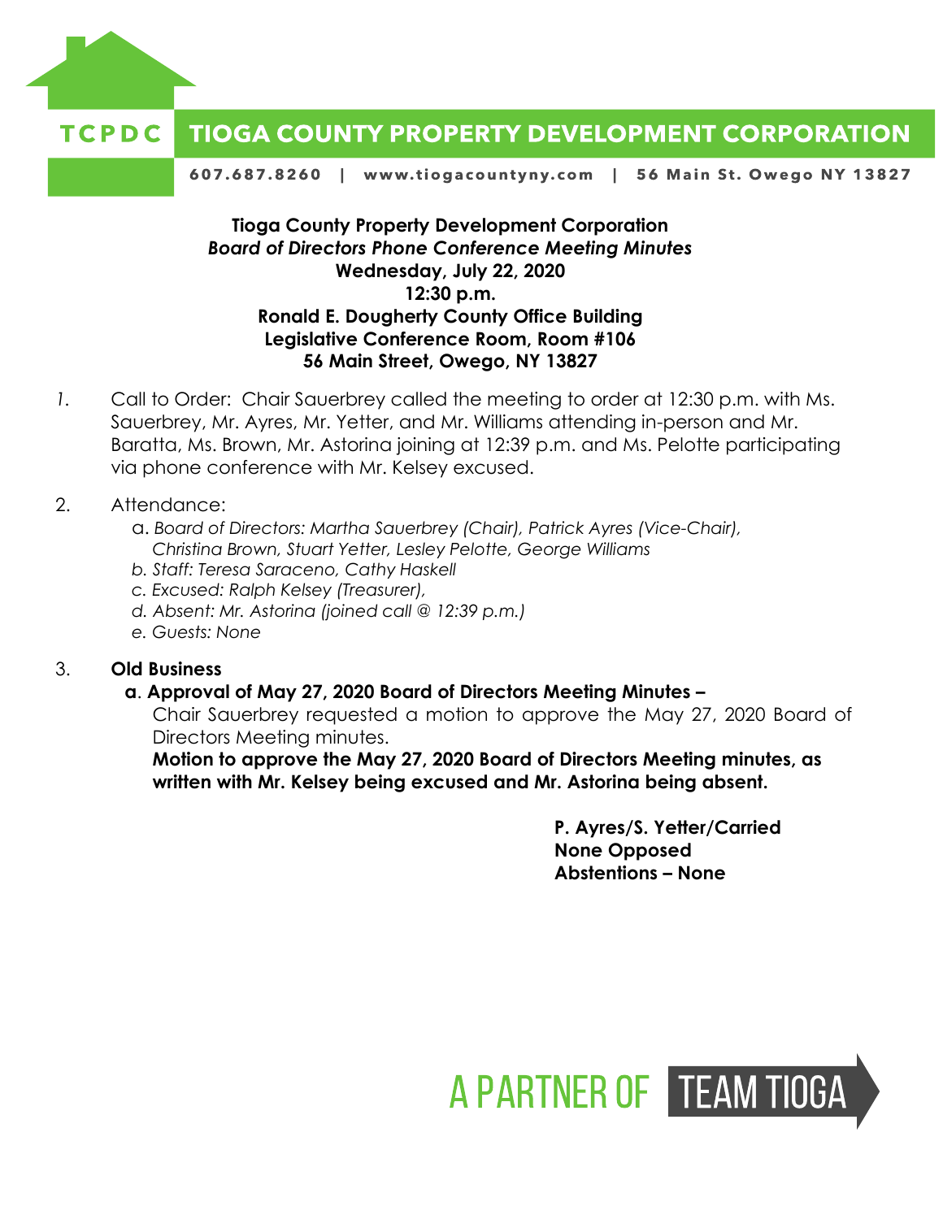TCPDC **TIOGA COUNTY PROPERTY DEVELOPMENT CORPORATION**

607.687.8260 | www.tiogacountyny.com | 56 Main St. Owego NY 13827

**Tioga County Property Development Corporation**
***Board of Directors Phone Conference Meeting Minutes***
**Wednesday, July 22, 2020**
**12:30 p.m.**
**Ronald E. Dougherty County Office Building**
**Legislative Conference Room, Room #106**
**56 Main Street, Owego, NY 13827**

1. Call to Order: Chair Sauerbrey called the meeting to order at 12:30 p.m. with Ms. Sauerbrey, Mr. Ayres, Mr. Yetter, and Mr. Williams attending in-person and Mr. Baratta, Ms. Brown, Mr. Astorina joining at 12:39 p.m. and Ms. Pelotte participating via phone conference with Mr. Kelsey excused.

2. Attendance:
   a. *Board of Directors: Martha Sauerbrey (Chair), Patrick Ayres (Vice-Chair), Christina Brown, Stuart Yetter, Lesley Pelotte, George Williams*
   b. *Staff: Teresa Saraceno, Cathy Haskell*
   c. *Excused: Ralph Kelsey (Treasurer),*
   d. *Absent: Mr. Astorina (joined call @ 12:39 p.m.)*
   e. *Guests: None*

3. **Old Business**
   **a. Approval of May 27, 2020 Board of Directors Meeting Minutes –**
   Chair Sauerbrey requested a motion to approve the May 27, 2020 Board of Directors Meeting minutes.
   **Motion to approve the May 27, 2020 Board of Directors Meeting minutes, as written with Mr. Kelsey being excused and Mr. Astorina being absent.**

   **P. Ayres/S. Yetter/Carried**
   **None Opposed**
   **Abstentions – None**

A PARTNER OF TEAM TIOGA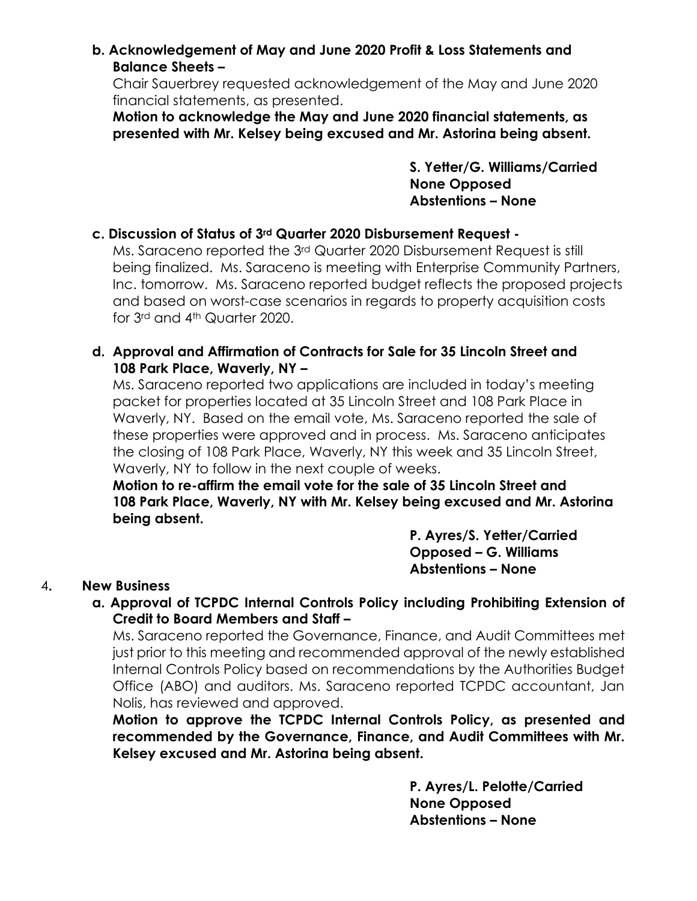**b. Acknowledgement of May and June 2020 Profit & Loss Statements and Balance Sheets –**

Chair Sauerbrey requested acknowledgement of the May and June 2020 financial statements, as presented.

**Motion to acknowledge the May and June 2020 financial statements, as presented with Mr. Kelsey being excused and Mr. Astorina being absent.**

**S. Yetter/G. Williams/Carried**
**None Opposed**
**Abstentions – None**

**c. Discussion of Status of 3rd Quarter 2020 Disbursement Request -**

Ms. Saraceno reported the 3rd Quarter 2020 Disbursement Request is still being finalized. Ms. Saraceno is meeting with Enterprise Community Partners, Inc. tomorrow. Ms. Saraceno reported budget reflects the proposed projects and based on worst-case scenarios in regards to property acquisition costs for 3rd and 4th Quarter 2020.

**d. Approval and Affirmation of Contracts for Sale for 35 Lincoln Street and 108 Park Place, Waverly, NY –**

Ms. Saraceno reported two applications are included in today's meeting packet for properties located at 35 Lincoln Street and 108 Park Place in Waverly, NY. Based on the email vote, Ms. Saraceno reported the sale of these properties were approved and in process. Ms. Saraceno anticipates the closing of 108 Park Place, Waverly, NY this week and 35 Lincoln Street, Waverly, NY to follow in the next couple of weeks.

**Motion to re-affirm the email vote for the sale of 35 Lincoln Street and 108 Park Place, Waverly, NY with Mr. Kelsey being excused and Mr. Astorina being absent.**

**P. Ayres/S. Yetter/Carried**
**Opposed – G. Williams**
**Abstentions – None**

## 4. New Business

**a. Approval of TCPDC Internal Controls Policy including Prohibiting Extension of Credit to Board Members and Staff –**

Ms. Saraceno reported the Governance, Finance, and Audit Committees met just prior to this meeting and recommended approval of the newly established Internal Controls Policy based on recommendations by the Authorities Budget Office (ABO) and auditors. Ms. Saraceno reported TCPDC accountant, Jan Nolis, has reviewed and approved.

**Motion to approve the TCPDC Internal Controls Policy, as presented and recommended by the Governance, Finance, and Audit Committees with Mr. Kelsey excused and Mr. Astorina being absent.**

**P. Ayres/L. Pelotte/Carried**
**None Opposed**
**Abstentions – None**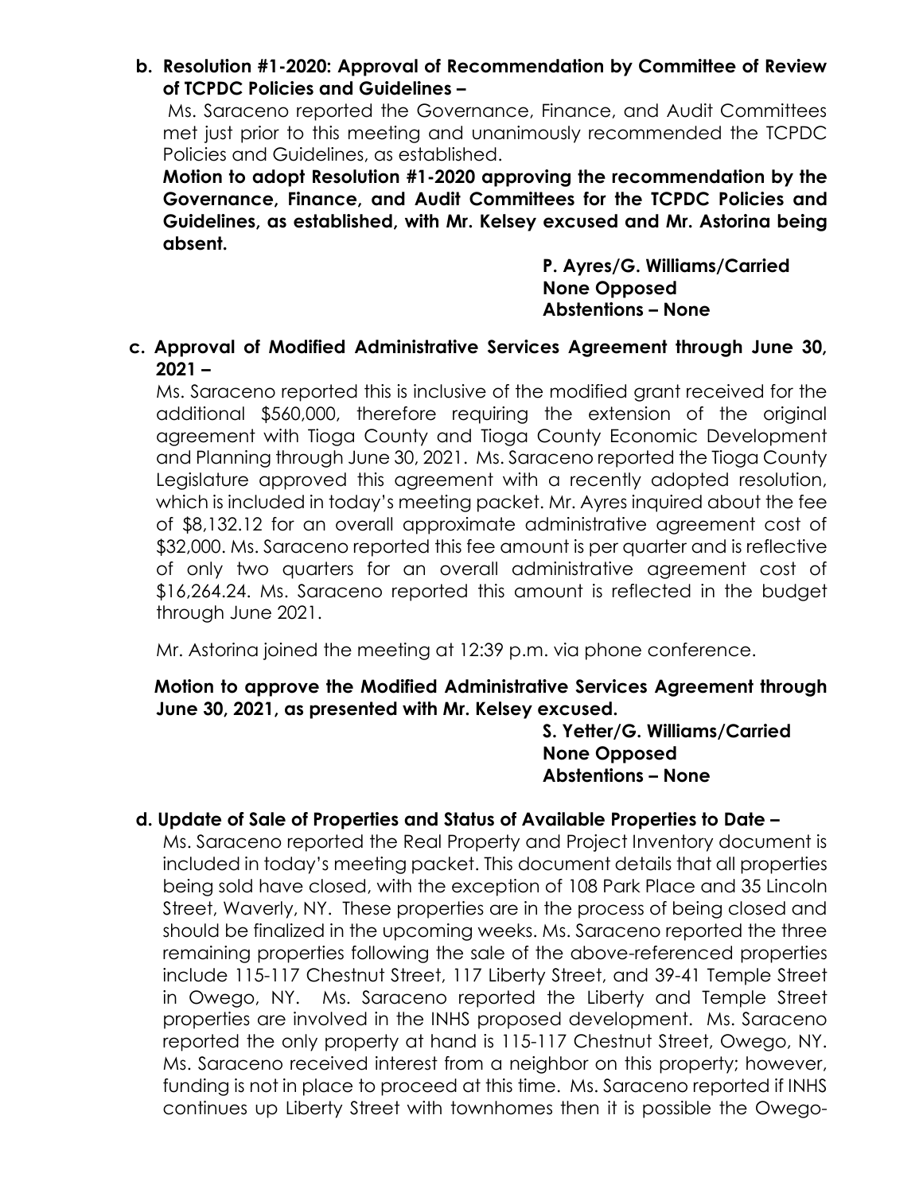**b. Resolution #1-2020: Approval of Recommendation by Committee of Review of TCPDC Policies and Guidelines –**

Ms. Saraceno reported the Governance, Finance, and Audit Committees met just prior to this meeting and unanimously recommended the TCPDC Policies and Guidelines, as established.

**Motion to adopt Resolution #1-2020 approving the recommendation by the Governance, Finance, and Audit Committees for the TCPDC Policies and Guidelines, as established, with Mr. Kelsey excused and Mr. Astorina being absent.**

**P. Ayres/G. Williams/Carried**
**None Opposed**
**Abstentions – None**

**c. Approval of Modified Administrative Services Agreement through June 30, 2021 –**

Ms. Saraceno reported this is inclusive of the modified grant received for the additional $560,000, therefore requiring the extension of the original agreement with Tioga County and Tioga County Economic Development and Planning through June 30, 2021. Ms. Saraceno reported the Tioga County Legislature approved this agreement with a recently adopted resolution, which is included in today's meeting packet. Mr. Ayres inquired about the fee of $8,132.12 for an overall approximate administrative agreement cost of $32,000. Ms. Saraceno reported this fee amount is per quarter and is reflective of only two quarters for an overall administrative agreement cost of $16,264.24. Ms. Saraceno reported this amount is reflected in the budget through June 2021.

Mr. Astorina joined the meeting at 12:39 p.m. via phone conference.

**Motion to approve the Modified Administrative Services Agreement through June 30, 2021, as presented with Mr. Kelsey excused.**

**S. Yetter/G. Williams/Carried**
**None Opposed**
**Abstentions – None**

**d. Update of Sale of Properties and Status of Available Properties to Date –**

Ms. Saraceno reported the Real Property and Project Inventory document is included in today's meeting packet. This document details that all properties being sold have closed, with the exception of 108 Park Place and 35 Lincoln Street, Waverly, NY. These properties are in the process of being closed and should be finalized in the upcoming weeks. Ms. Saraceno reported the three remaining properties following the sale of the above-referenced properties include 115-117 Chestnut Street, 117 Liberty Street, and 39-41 Temple Street in Owego, NY. Ms. Saraceno reported the Liberty and Temple Street properties are involved in the INHS proposed development. Ms. Saraceno reported the only property at hand is 115-117 Chestnut Street, Owego, NY. Ms. Saraceno received interest from a neighbor on this property; however, funding is not in place to proceed at this time. Ms. Saraceno reported if INHS continues up Liberty Street with townhomes then it is possible the Owego-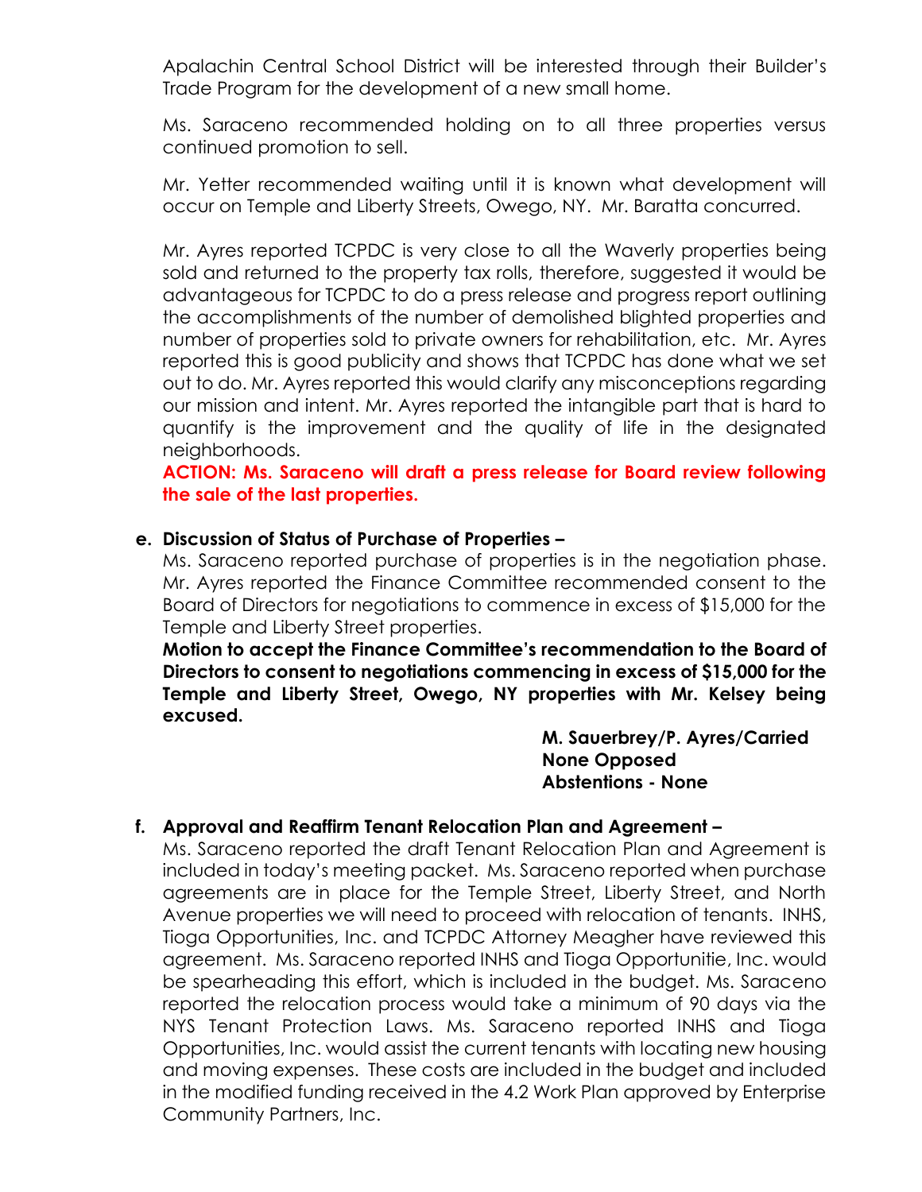Apalachin Central School District will be interested through their Builder's Trade Program for the development of a new small home.

Ms. Saraceno recommended holding on to all three properties versus continued promotion to sell.

Mr. Yetter recommended waiting until it is known what development will occur on Temple and Liberty Streets, Owego, NY. Mr. Baratta concurred.

Mr. Ayres reported TCPDC is very close to all the Waverly properties being sold and returned to the property tax rolls, therefore, suggested it would be advantageous for TCPDC to do a press release and progress report outlining the accomplishments of the number of demolished blighted properties and number of properties sold to private owners for rehabilitation, etc. Mr. Ayres reported this is good publicity and shows that TCPDC has done what we set out to do. Mr. Ayres reported this would clarify any misconceptions regarding our mission and intent. Mr. Ayres reported the intangible part that is hard to quantify is the improvement and the quality of life in the designated neighborhoods.

**ACTION: Ms. Saraceno will draft a press release for Board review following the sale of the last properties.**

**e. Discussion of Status of Purchase of Properties –**

Ms. Saraceno reported purchase of properties is in the negotiation phase. Mr. Ayres reported the Finance Committee recommended consent to the Board of Directors for negotiations to commence in excess of $15,000 for the Temple and Liberty Street properties.

**Motion to accept the Finance Committee's recommendation to the Board of Directors to consent to negotiations commencing in excess of $15,000 for the Temple and Liberty Street, Owego, NY properties with Mr. Kelsey being excused.**

**M. Sauerbrey/P. Ayres/Carried**
**None Opposed**
**Abstentions - None**

**f. Approval and Reaffirm Tenant Relocation Plan and Agreement –**

Ms. Saraceno reported the draft Tenant Relocation Plan and Agreement is included in today's meeting packet. Ms. Saraceno reported when purchase agreements are in place for the Temple Street, Liberty Street, and North Avenue properties we will need to proceed with relocation of tenants. INHS, Tioga Opportunities, Inc. and TCPDC Attorney Meagher have reviewed this agreement. Ms. Saraceno reported INHS and Tioga Opportunitie, Inc. would be spearheading this effort, which is included in the budget. Ms. Saraceno reported the relocation process would take a minimum of 90 days via the NYS Tenant Protection Laws. Ms. Saraceno reported INHS and Tioga Opportunities, Inc. would assist the current tenants with locating new housing and moving expenses. These costs are included in the budget and included in the modified funding received in the 4.2 Work Plan approved by Enterprise Community Partners, Inc.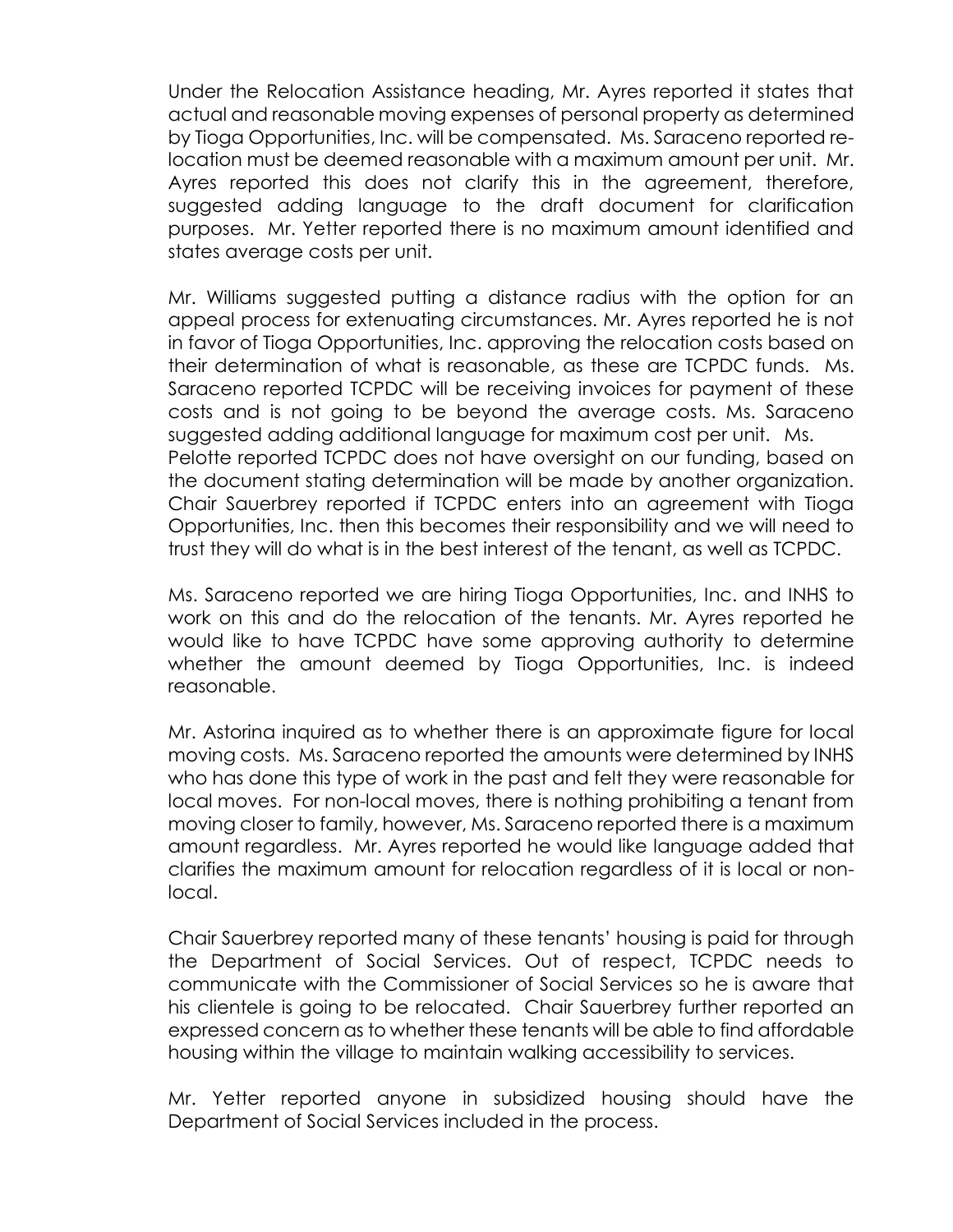Under the Relocation Assistance heading, Mr. Ayres reported it states that actual and reasonable moving expenses of personal property as determined by Tioga Opportunities, Inc. will be compensated. Ms. Saraceno reported relocation must be deemed reasonable with a maximum amount per unit. Mr. Ayres reported this does not clarify this in the agreement, therefore, suggested adding language to the draft document for clarification purposes. Mr. Yetter reported there is no maximum amount identified and states average costs per unit.

Mr. Williams suggested putting a distance radius with the option for an appeal process for extenuating circumstances. Mr. Ayres reported he is not in favor of Tioga Opportunities, Inc. approving the relocation costs based on their determination of what is reasonable, as these are TCPDC funds. Ms. Saraceno reported TCPDC will be receiving invoices for payment of these costs and is not going to be beyond the average costs. Ms. Saraceno suggested adding additional language for maximum cost per unit. Ms. Pelotte reported TCPDC does not have oversight on our funding, based on the document stating determination will be made by another organization. Chair Sauerbrey reported if TCPDC enters into an agreement with Tioga Opportunities, Inc. then this becomes their responsibility and we will need to trust they will do what is in the best interest of the tenant, as well as TCPDC.

Ms. Saraceno reported we are hiring Tioga Opportunities, Inc. and INHS to work on this and do the relocation of the tenants. Mr. Ayres reported he would like to have TCPDC have some approving authority to determine whether the amount deemed by Tioga Opportunities, Inc. is indeed reasonable.

Mr. Astorina inquired as to whether there is an approximate figure for local moving costs. Ms. Saraceno reported the amounts were determined by INHS who has done this type of work in the past and felt they were reasonable for local moves. For non-local moves, there is nothing prohibiting a tenant from moving closer to family, however, Ms. Saraceno reported there is a maximum amount regardless. Mr. Ayres reported he would like language added that clarifies the maximum amount for relocation regardless of it is local or non-local.

Chair Sauerbrey reported many of these tenants' housing is paid for through the Department of Social Services. Out of respect, TCPDC needs to communicate with the Commissioner of Social Services so he is aware that his clientele is going to be relocated. Chair Sauerbrey further reported an expressed concern as to whether these tenants will be able to find affordable housing within the village to maintain walking accessibility to services.

Mr. Yetter reported anyone in subsidized housing should have the Department of Social Services included in the process.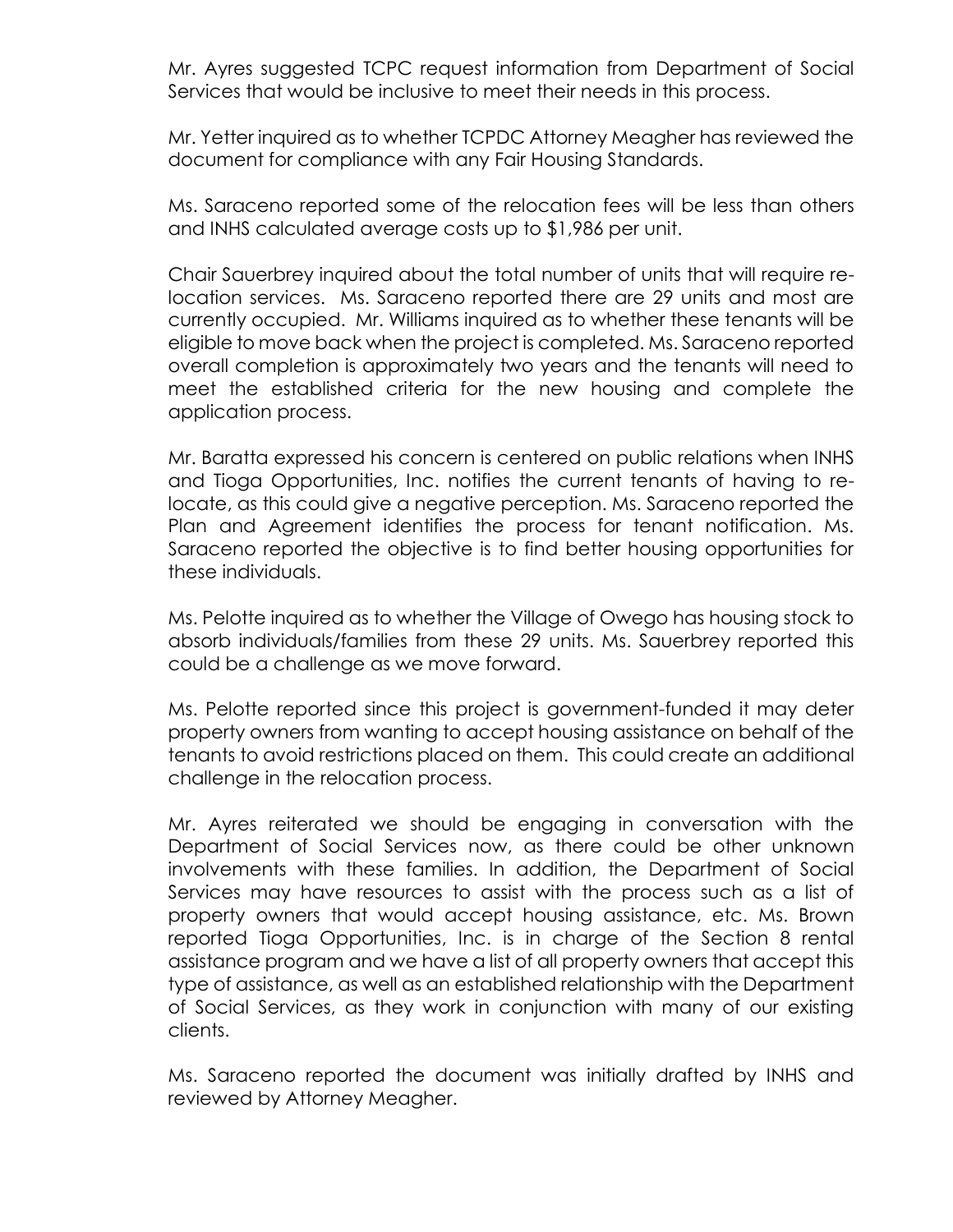Mr. Ayres suggested TCPC request information from Department of Social Services that would be inclusive to meet their needs in this process.

Mr. Yetter inquired as to whether TCPDC Attorney Meagher has reviewed the document for compliance with any Fair Housing Standards.

Ms. Saraceno reported some of the relocation fees will be less than others and INHS calculated average costs up to $1,986 per unit.

Chair Sauerbrey inquired about the total number of units that will require re-location services. Ms. Saraceno reported there are 29 units and most are currently occupied. Mr. Williams inquired as to whether these tenants will be eligible to move back when the project is completed. Ms. Saraceno reported overall completion is approximately two years and the tenants will need to meet the established criteria for the new housing and complete the application process.

Mr. Baratta expressed his concern is centered on public relations when INHS and Tioga Opportunities, Inc. notifies the current tenants of having to re-locate, as this could give a negative perception. Ms. Saraceno reported the Plan and Agreement identifies the process for tenant notification. Ms. Saraceno reported the objective is to find better housing opportunities for these individuals.

Ms. Pelotte inquired as to whether the Village of Owego has housing stock to absorb individuals/families from these 29 units. Ms. Sauerbrey reported this could be a challenge as we move forward.

Ms. Pelotte reported since this project is government-funded it may deter property owners from wanting to accept housing assistance on behalf of the tenants to avoid restrictions placed on them. This could create an additional challenge in the relocation process.

Mr. Ayres reiterated we should be engaging in conversation with the Department of Social Services now, as there could be other unknown involvements with these families. In addition, the Department of Social Services may have resources to assist with the process such as a list of property owners that would accept housing assistance, etc. Ms. Brown reported Tioga Opportunities, Inc. is in charge of the Section 8 rental assistance program and we have a list of all property owners that accept this type of assistance, as well as an established relationship with the Department of Social Services, as they work in conjunction with many of our existing clients.

Ms. Saraceno reported the document was initially drafted by INHS and reviewed by Attorney Meagher.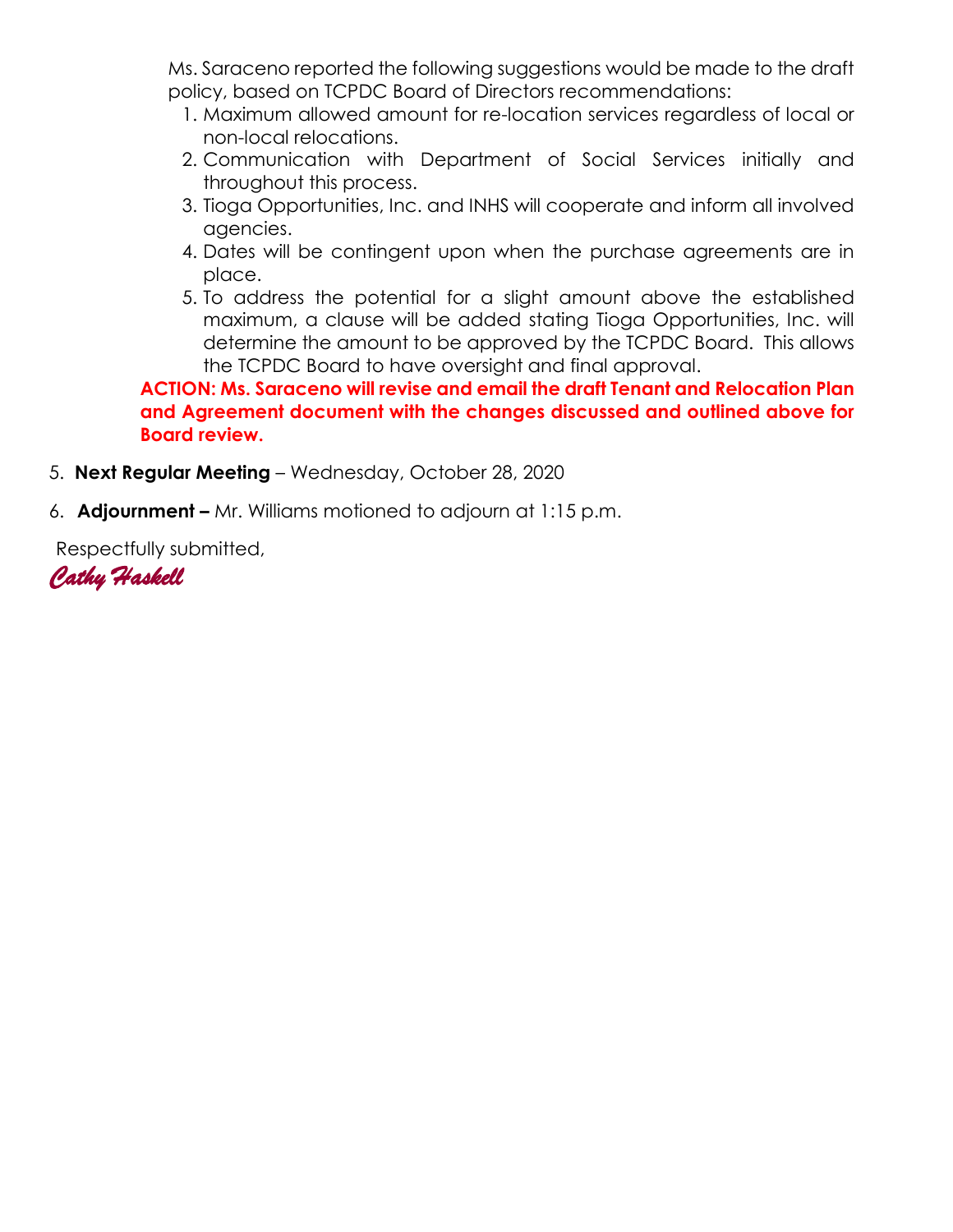Ms. Saraceno reported the following suggestions would be made to the draft policy, based on TCPDC Board of Directors recommendations:

1. Maximum allowed amount for re-location services regardless of local or non-local relocations.
2. Communication with Department of Social Services initially and throughout this process.
3. Tioga Opportunities, Inc. and INHS will cooperate and inform all involved agencies.
4. Dates will be contingent upon when the purchase agreements are in place.
5. To address the potential for a slight amount above the established maximum, a clause will be added stating Tioga Opportunities, Inc. will determine the amount to be approved by the TCPDC Board. This allows the TCPDC Board to have oversight and final approval.

**ACTION: Ms. Saraceno will revise and email the draft Tenant and Relocation Plan and Agreement document with the changes discussed and outlined above for Board review.**

5. **Next Regular Meeting** – Wednesday, October 28, 2020

6. **Adjournment –** Mr. Williams motioned to adjourn at 1:15 p.m.

Respectfully submitted,

*Cathy Haskell*